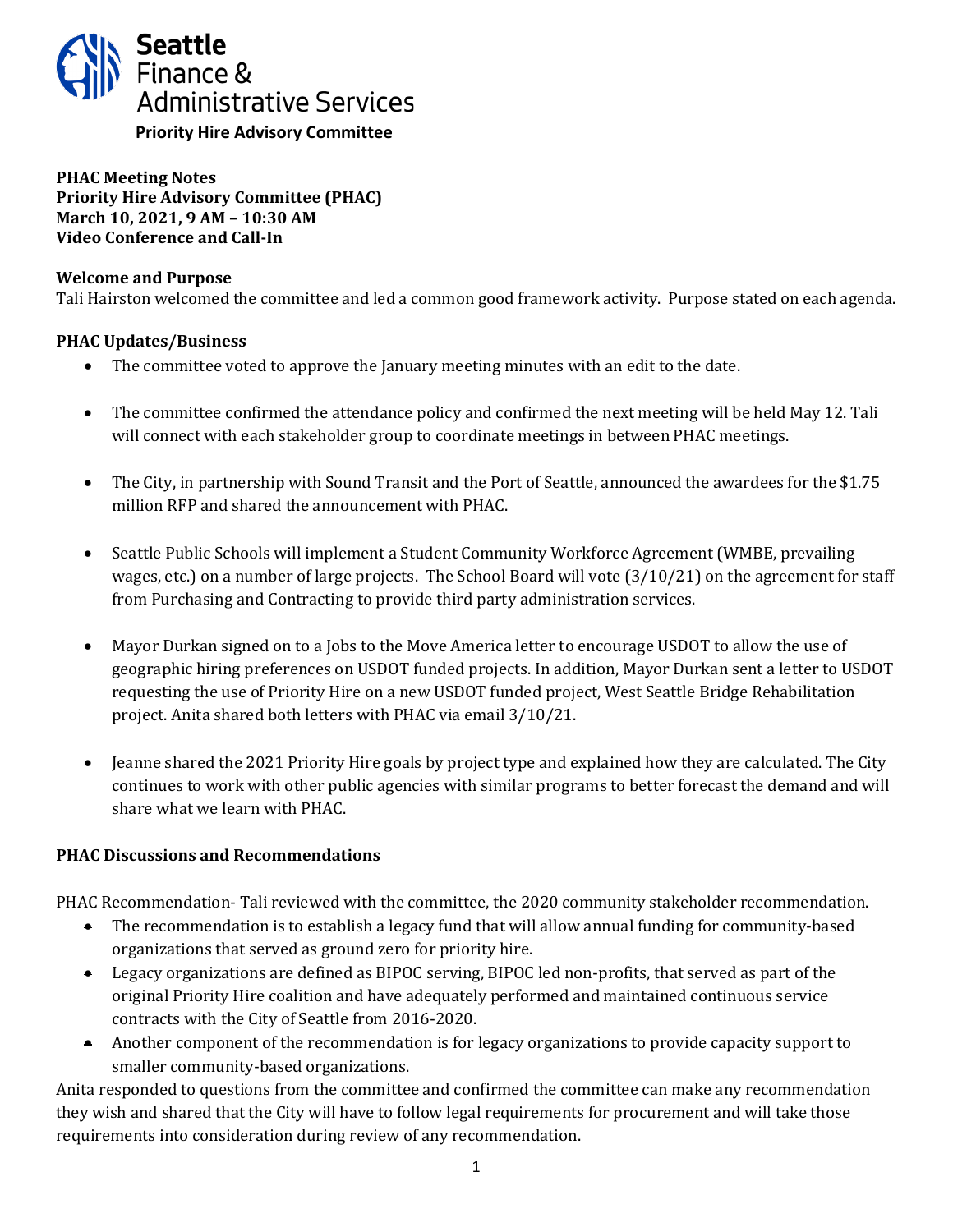**Seattle Finance & Administrative Services**

**Priority Hire Advisory Committee**

**PHAC Meeting Notes**
**Priority Hire Advisory Committee (PHAC)**
**March 10, 2021, 9 AM – 10:30 AM**
**Video Conference and Call-In**

**Welcome and Purpose**

Tali Hairston welcomed the committee and led a common good framework activity. Purpose stated on each agenda.

**PHAC Updates/Business**

- The committee voted to approve the January meeting minutes with an edit to the date.
- The committee confirmed the attendance policy and confirmed the next meeting will be held May 12. Tali will connect with each stakeholder group to coordinate meetings in between PHAC meetings.
- The City, in partnership with Sound Transit and the Port of Seattle, announced the awardees for the $1.75 million RFP and shared the announcement with PHAC.
- Seattle Public Schools will implement a Student Community Workforce Agreement (WMBE, prevailing wages, etc.) on a number of large projects. The School Board will vote (3/10/21) on the agreement for staff from Purchasing and Contracting to provide third party administration services.
- Mayor Durkan signed on to a Jobs to the Move America letter to encourage USDOT to allow the use of geographic hiring preferences on USDOT funded projects. In addition, Mayor Durkan sent a letter to USDOT requesting the use of Priority Hire on a new USDOT funded project, West Seattle Bridge Rehabilitation project. Anita shared both letters with PHAC via email 3/10/21.
- Jeanne shared the 2021 Priority Hire goals by project type and explained how they are calculated. The City continues to work with other public agencies with similar programs to better forecast the demand and will share what we learn with PHAC.

**PHAC Discussions and Recommendations**

PHAC Recommendation- Tali reviewed with the committee, the 2020 community stakeholder recommendation.

- The recommendation is to establish a legacy fund that will allow annual funding for community-based organizations that served as ground zero for priority hire.
- Legacy organizations are defined as BIPOC serving, BIPOC led non-profits, that served as part of the original Priority Hire coalition and have adequately performed and maintained continuous service contracts with the City of Seattle from 2016-2020.
- Another component of the recommendation is for legacy organizations to provide capacity support to smaller community-based organizations.

Anita responded to questions from the committee and confirmed the committee can make any recommendation they wish and shared that the City will have to follow legal requirements for procurement and will take those requirements into consideration during review of any recommendation.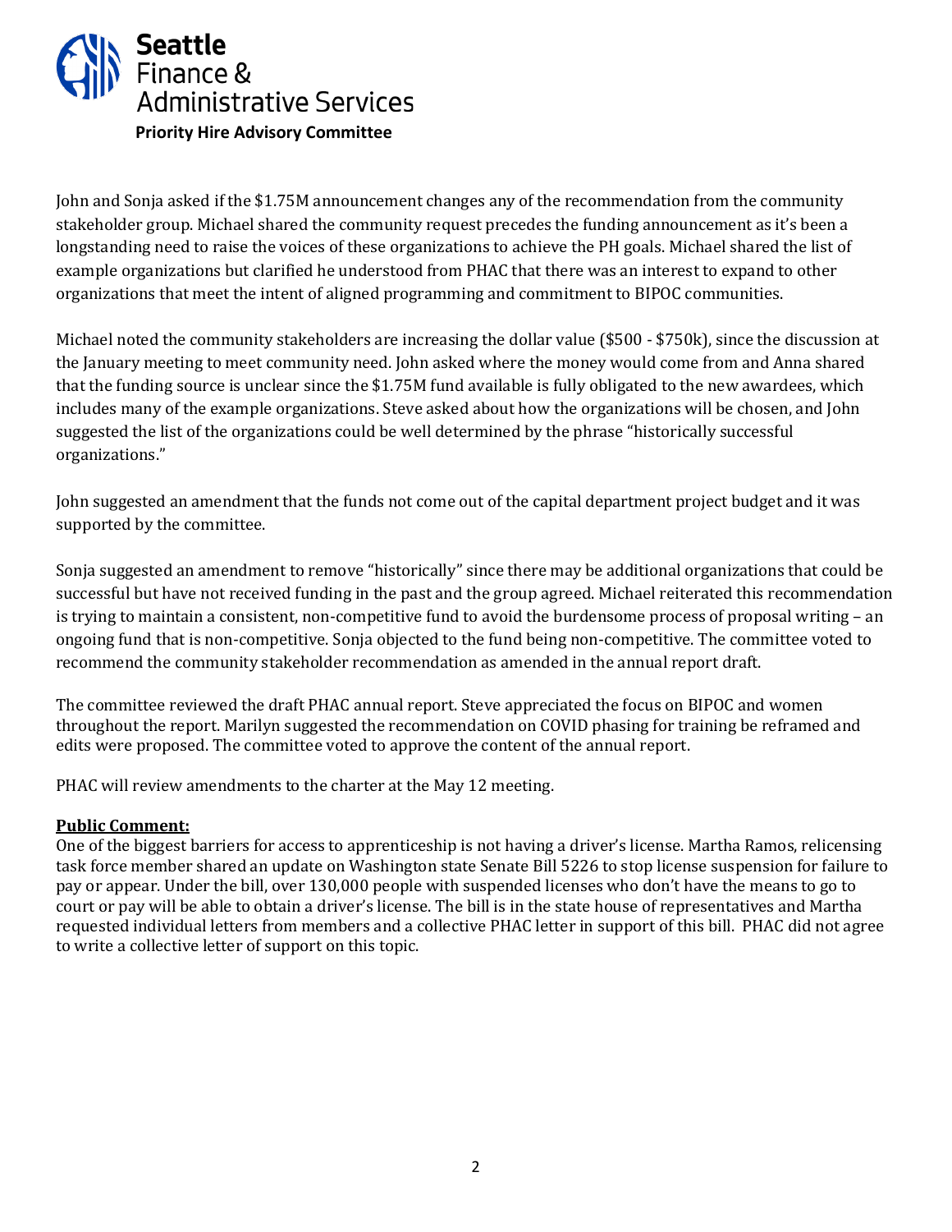John and Sonja asked if the $1.75M announcement changes any of the recommendation from the community stakeholder group. Michael shared the community request precedes the funding announcement as it's been a longstanding need to raise the voices of these organizations to achieve the PH goals. Michael shared the list of example organizations but clarified he understood from PHAC that there was an interest to expand to other organizations that meet the intent of aligned programming and commitment to BIPOC communities.

Michael noted the community stakeholders are increasing the dollar value ($500 - $750k), since the discussion at the January meeting to meet community need. John asked where the money would come from and Anna shared that the funding source is unclear since the $1.75M fund available is fully obligated to the new awardees, which includes many of the example organizations. Steve asked about how the organizations will be chosen, and John suggested the list of the organizations could be well determined by the phrase "historically successful organizations."

John suggested an amendment that the funds not come out of the capital department project budget and it was supported by the committee.

Sonja suggested an amendment to remove "historically" since there may be additional organizations that could be successful but have not received funding in the past and the group agreed. Michael reiterated this recommendation is trying to maintain a consistent, non-competitive fund to avoid the burdensome process of proposal writing – an ongoing fund that is non-competitive. Sonja objected to the fund being non-competitive. The committee voted to recommend the community stakeholder recommendation as amended in the annual report draft.

The committee reviewed the draft PHAC annual report. Steve appreciated the focus on BIPOC and women throughout the report. Marilyn suggested the recommendation on COVID phasing for training be reframed and edits were proposed. The committee voted to approve the content of the annual report.

PHAC will review amendments to the charter at the May 12 meeting.

**Public Comment:**

One of the biggest barriers for access to apprenticeship is not having a driver's license. Martha Ramos, relicensing task force member shared an update on Washington state Senate Bill 5226 to stop license suspension for failure to pay or appear. Under the bill, over 130,000 people with suspended licenses who don't have the means to go to court or pay will be able to obtain a driver's license. The bill is in the state house of representatives and Martha requested individual letters from members and a collective PHAC letter in support of this bill. PHAC did not agree to write a collective letter of support on this topic.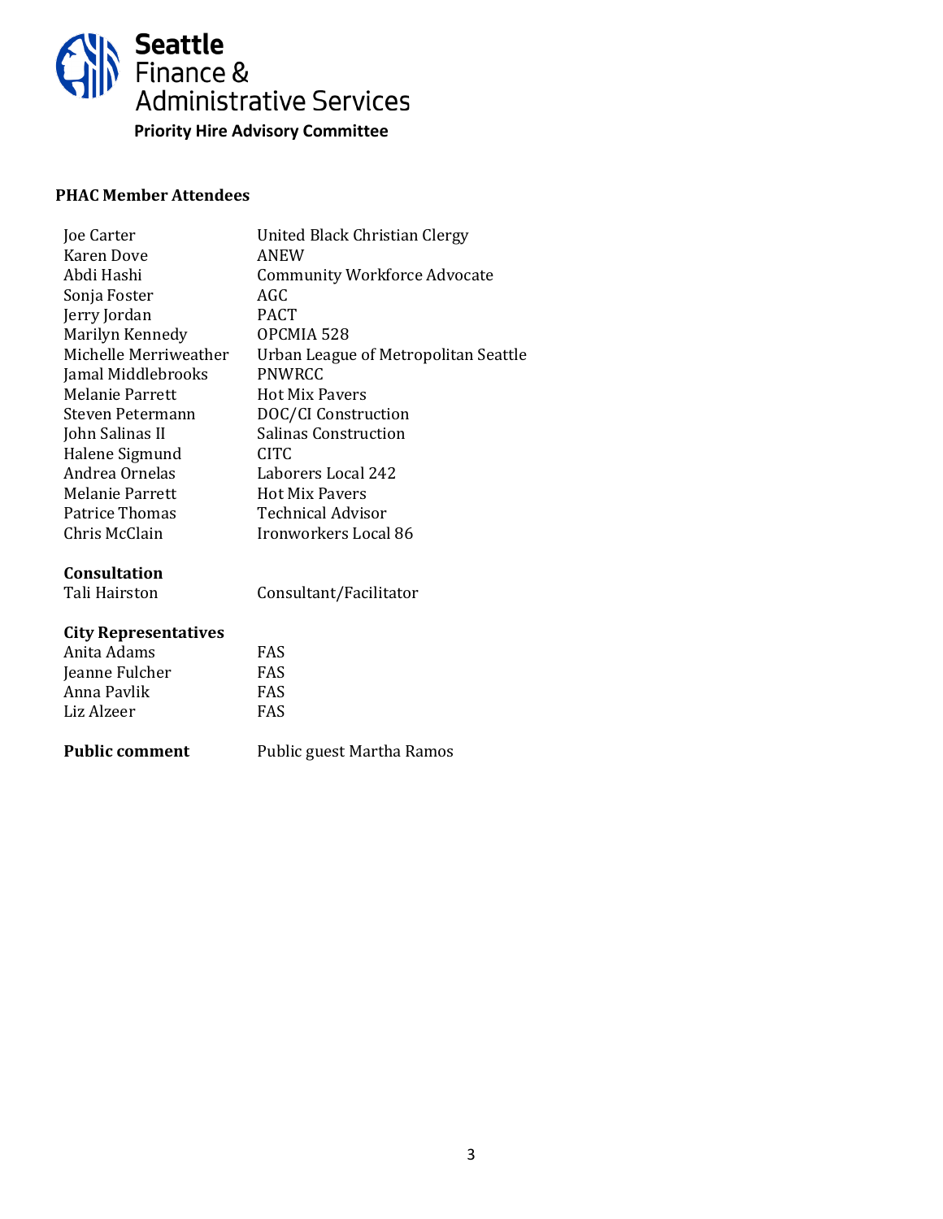Seattle Finance & Administrative Services

**Priority Hire Advisory Committee**

**PHAC Member Attendees**

| | |
|---|---|
| Joe Carter | United Black Christian Clergy |
| Karen Dove | ANEW |
| Abdi Hashi | Community Workforce Advocate |
| Sonja Foster | AGC |
| Jerry Jordan | PACT |
| Marilyn Kennedy | OPCMIA 528 |
| Michelle Merriweather | Urban League of Metropolitan Seattle |
| Jamal Middlebrooks | PNWRCC |
| Melanie Parrett | Hot Mix Pavers |
| Steven Petermann | DOC/CI Construction |
| John Salinas II | Salinas Construction |
| Halene Sigmund | CITC |
| Andrea Ornelas | Laborers Local 242 |
| Melanie Parrett | Hot Mix Pavers |
| Patrice Thomas | Technical Advisor |
| Chris McClain | Ironworkers Local 86 |

**Consultation**

| | |
|---|---|
| Tali Hairston | Consultant/Facilitator |

**City Representatives**

| | |
|---|---|
| Anita Adams | FAS |
| Jeanne Fulcher | FAS |
| Anna Pavlik | FAS |
| Liz Alzeer | FAS |

**Public comment** Public guest Martha Ramos